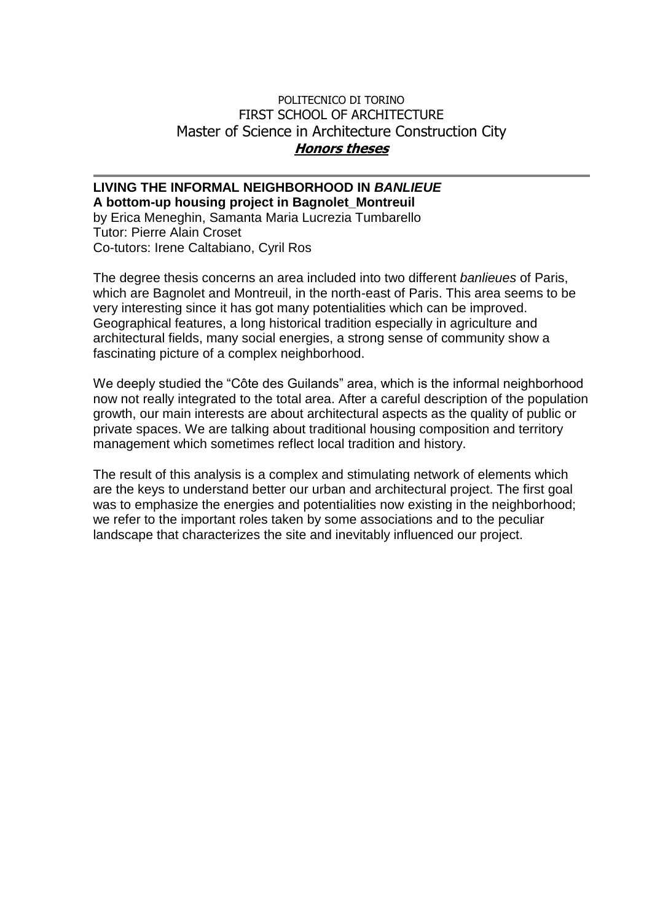POLITECNICO DI TORINO
FIRST SCHOOL OF ARCHITECTURE
Master of Science in Architecture Construction City
***Honors theses***

---

## LIVING THE INFORMAL NEIGHBORHOOD IN *BANLIEUE*

**A bottom-up housing project in Bagnolet_Montreuil**
by Erica Meneghin, Samanta Maria Lucrezia Tumbarello
Tutor: Pierre Alain Croset
Co-tutors: Irene Caltabiano, Cyril Ros

The degree thesis concerns an area included into two different *banlieues* of Paris, which are Bagnolet and Montreuil, in the north-east of Paris. This area seems to be very interesting since it has got many potentialities which can be improved. Geographical features, a long historical tradition especially in agriculture and architectural fields, many social energies, a strong sense of community show a fascinating picture of a complex neighborhood.

We deeply studied the "Côte des Guilands" area, which is the informal neighborhood now not really integrated to the total area. After a careful description of the population growth, our main interests are about architectural aspects as the quality of public or private spaces. We are talking about traditional housing composition and territory management which sometimes reflect local tradition and history.

The result of this analysis is a complex and stimulating network of elements which are the keys to understand better our urban and architectural project. The first goal was to emphasize the energies and potentialities now existing in the neighborhood; we refer to the important roles taken by some associations and to the peculiar landscape that characterizes the site and inevitably influenced our project.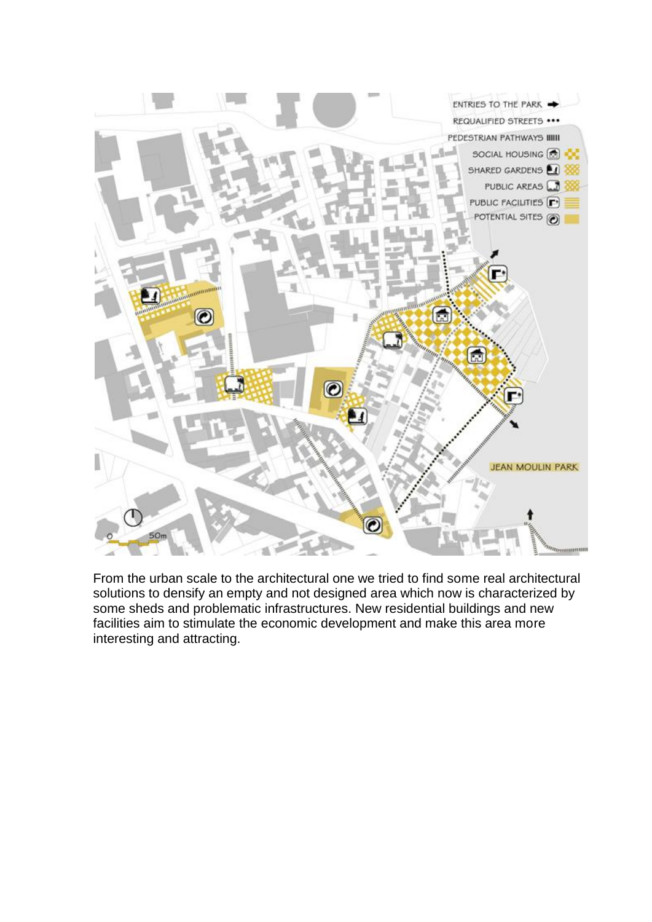From the urban scale to the architectural one we tried to find some real architectural solutions to densify an empty and not designed area which now is characterized by some sheds and problematic infrastructures. New residential buildings and new facilities aim to stimulate the economic development and make this area more interesting and attracting.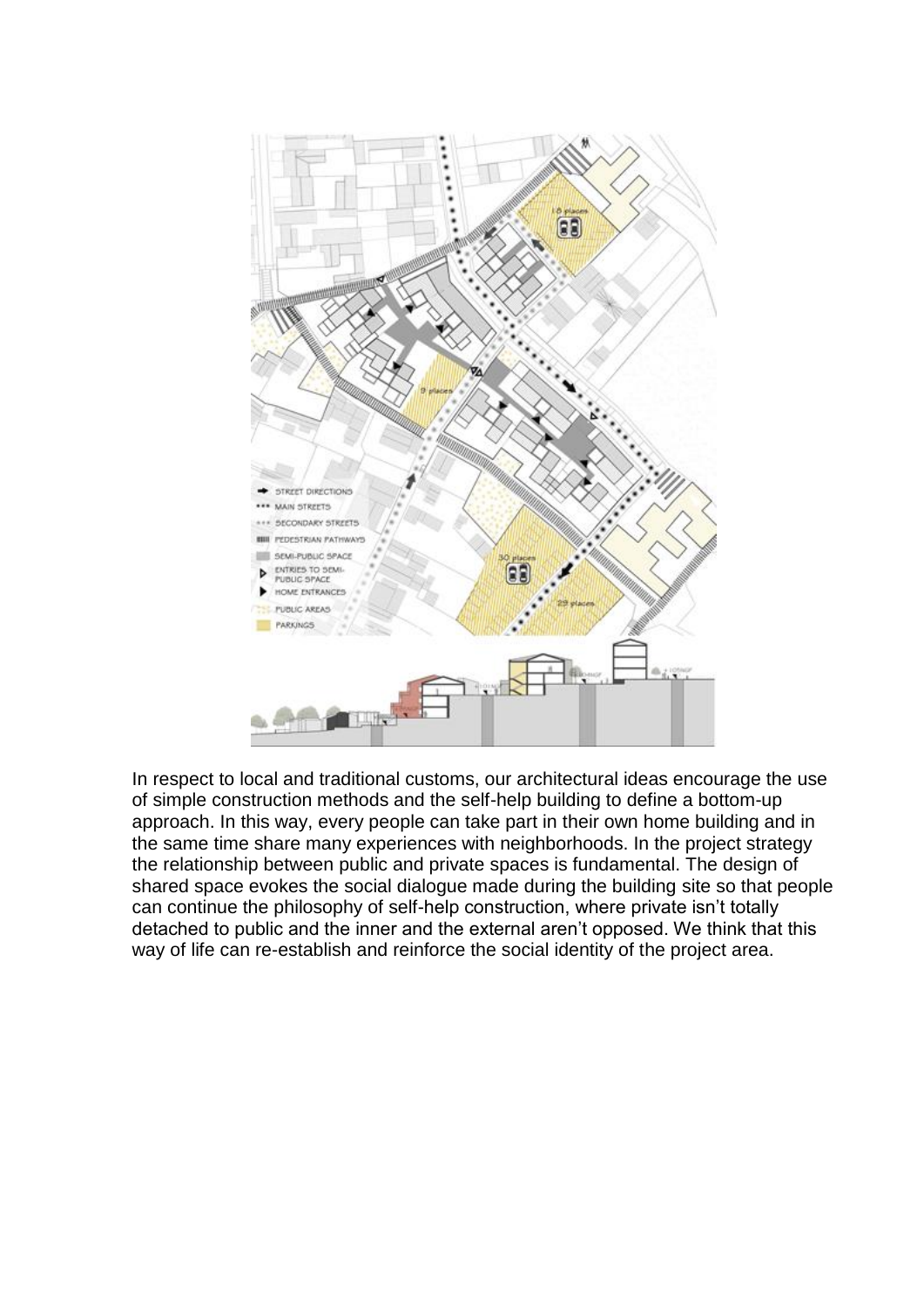In respect to local and traditional customs, our architectural ideas encourage the use of simple construction methods and the self-help building to define a bottom-up approach. In this way, every people can take part in their own home building and in the same time share many experiences with neighborhoods. In the project strategy the relationship between public and private spaces is fundamental. The design of shared space evokes the social dialogue made during the building site so that people can continue the philosophy of self-help construction, where private isn't totally detached to public and the inner and the external aren't opposed. We think that this way of life can re-establish and reinforce the social identity of the project area.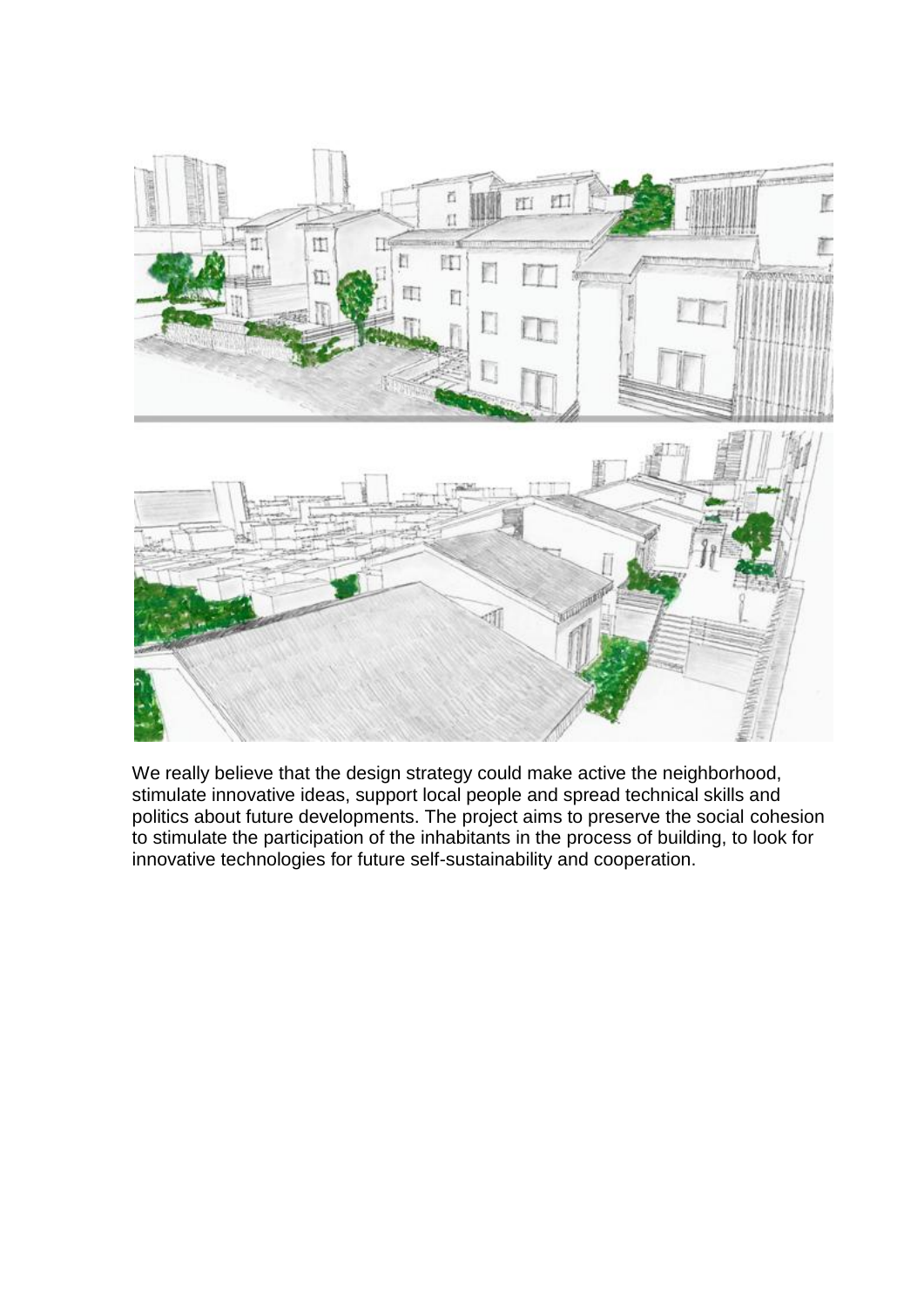We really believe that the design strategy could make active the neighborhood, stimulate innovative ideas, support local people and spread technical skills and politics about future developments. The project aims to preserve the social cohesion to stimulate the participation of the inhabitants in the process of building, to look for innovative technologies for future self-sustainability and cooperation.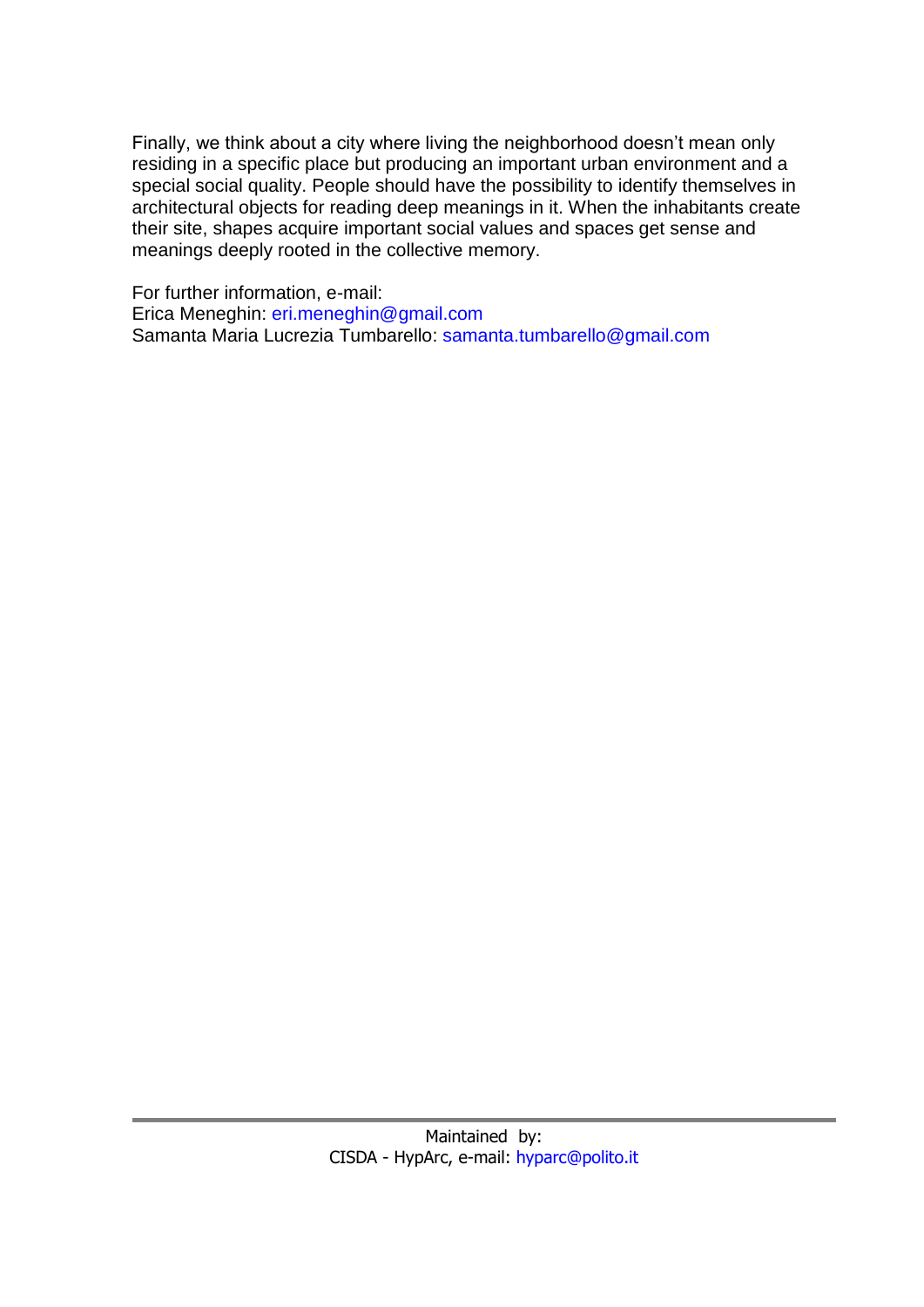Finally, we think about a city where living the neighborhood doesn't mean only residing in a specific place but producing an important urban environment and a special social quality. People should have the possibility to identify themselves in architectural objects for reading deep meanings in it. When the inhabitants create their site, shapes acquire important social values and spaces get sense and meanings deeply rooted in the collective memory.

For further information, e-mail:
Erica Meneghin: eri.meneghin@gmail.com
Samanta Maria Lucrezia Tumbarello: samanta.tumbarello@gmail.com